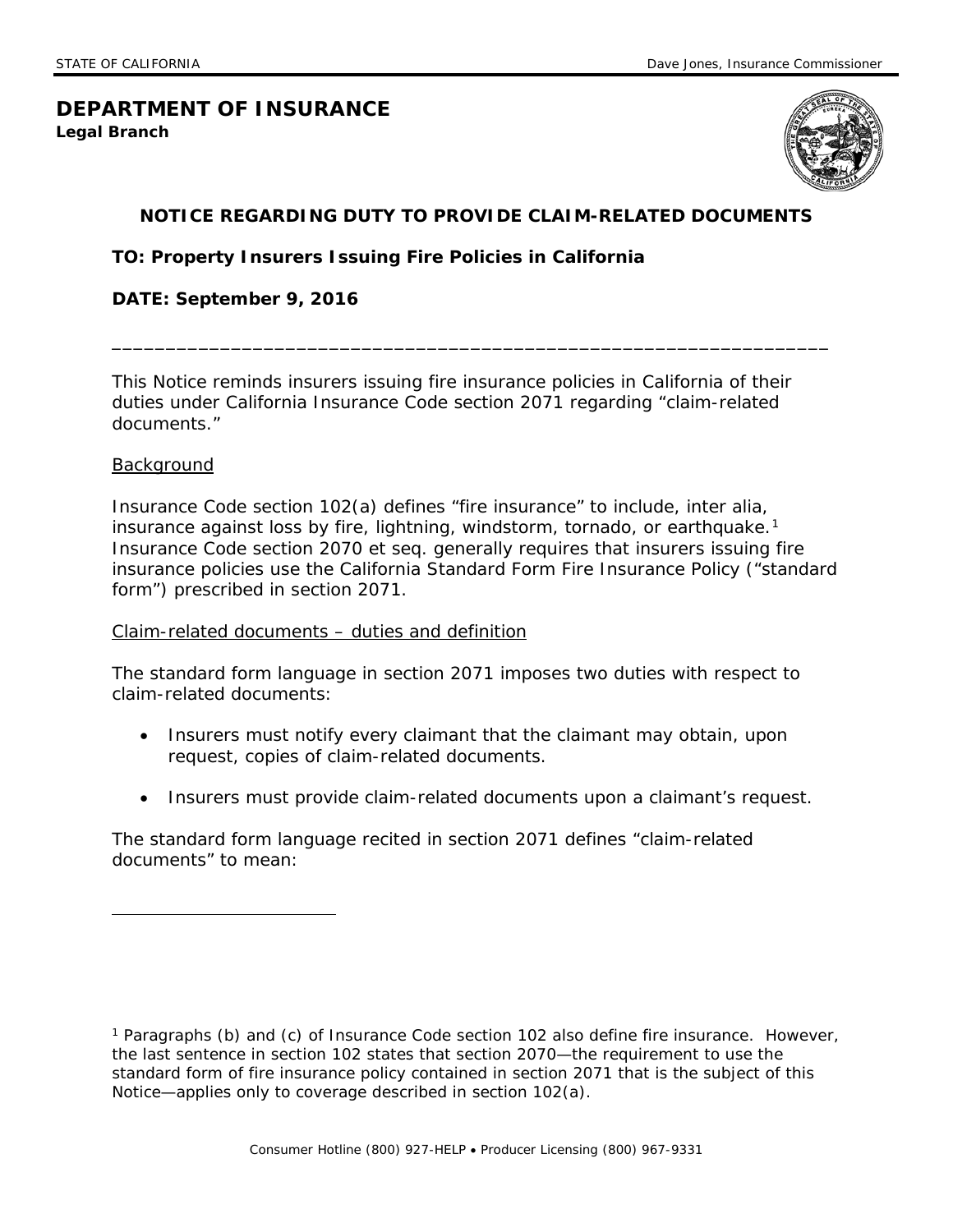STATE OF CALIFORNIA Dave Jones, Insurance Commissioner

# DEPARTMENT OF INSURANCE

**Legal Branch**

## NOTICE REGARDING DUTY TO PROVIDE CLAIM-RELATED DOCUMENTS

**TO: Property Insurers Issuing Fire Policies in California**

**DATE: September 9, 2016**

---

This Notice reminds insurers issuing fire insurance policies in California of their duties under California Insurance Code section 2071 regarding "claim-related documents."

### Background

Insurance Code section 102(a) defines "fire insurance" to include, inter alia, insurance against loss by fire, lightning, windstorm, tornado, or earthquake.[1] Insurance Code section 2070 et seq. generally requires that insurers issuing fire insurance policies use the California Standard Form Fire Insurance Policy ("standard form") prescribed in section 2071.

### Claim-related documents – duties and definition

The standard form language in section 2071 imposes two duties with respect to claim-related documents:

- Insurers must notify every claimant that the claimant may obtain, upon request, copies of claim-related documents.
- Insurers must provide claim-related documents upon a claimant's request.

The standard form language recited in section 2071 defines "claim-related documents" to mean:

---

[1] Paragraphs (b) and (c) of Insurance Code section 102 also define fire insurance. However, the last sentence in section 102 states that section 2070—the requirement to use the standard form of fire insurance policy contained in section 2071 that is the subject of this Notice—applies only to coverage described in section 102(a).

Consumer Hotline (800) 927-HELP • Producer Licensing (800) 967-9331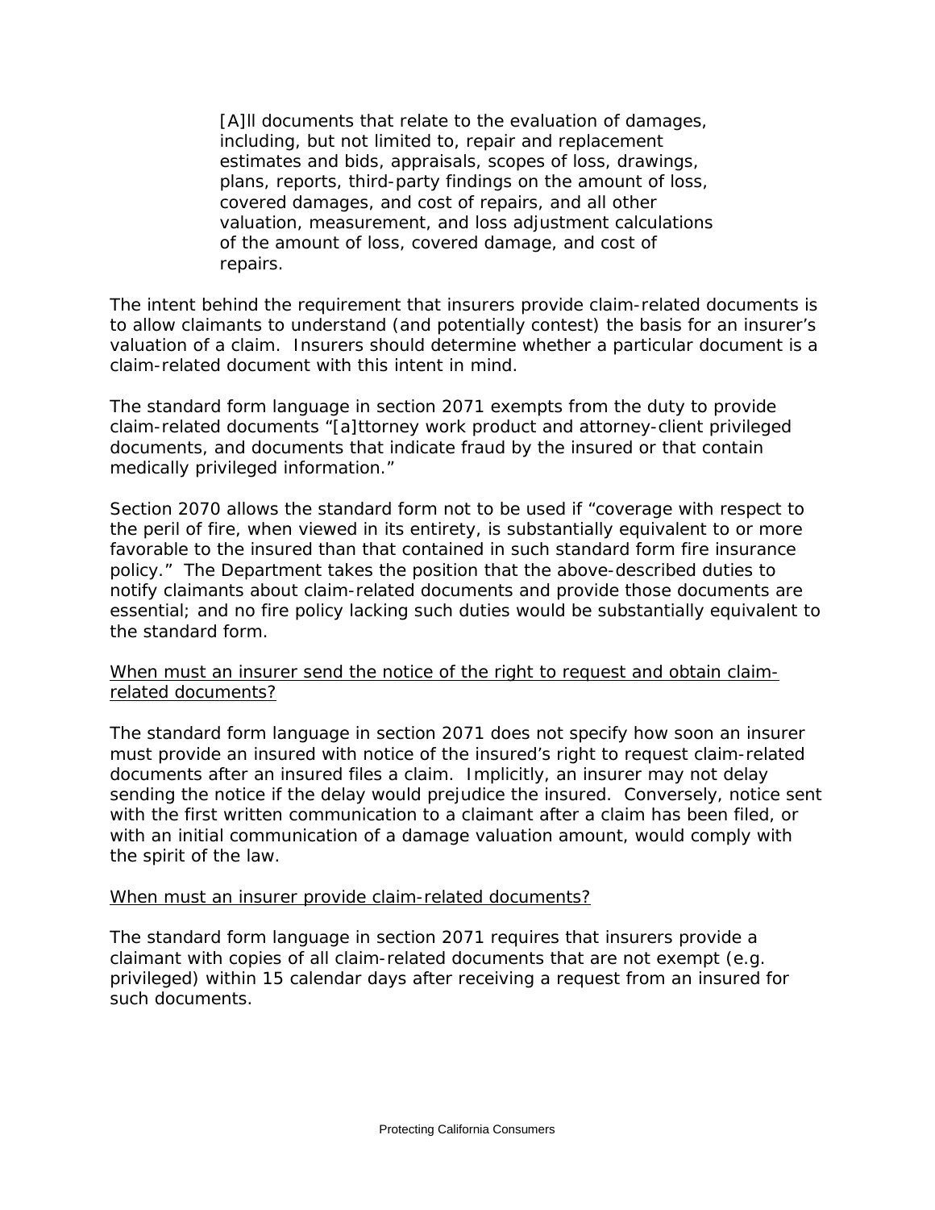> [A]ll documents that relate to the evaluation of damages, including, but not limited to, repair and replacement estimates and bids, appraisals, scopes of loss, drawings, plans, reports, third-party findings on the amount of loss, covered damages, and cost of repairs, and all other valuation, measurement, and loss adjustment calculations of the amount of loss, covered damage, and cost of repairs.

The intent behind the requirement that insurers provide claim-related documents is to allow claimants to understand (and potentially contest) the basis for an insurer's valuation of a claim. Insurers should determine whether a particular document is a claim-related document with this intent in mind.

The standard form language in section 2071 exempts from the duty to provide claim-related documents "[a]ttorney work product and attorney-client privileged documents, and documents that indicate fraud by the insured or that contain medically privileged information."

Section 2070 allows the standard form not to be used if "coverage with respect to the peril of fire, when viewed in its entirety, is substantially equivalent to or more favorable to the insured than that contained in such standard form fire insurance policy." The Department takes the position that the above-described duties to notify claimants about claim-related documents and provide those documents are essential; and no fire policy lacking such duties would be substantially equivalent to the standard form.

<u>When must an insurer send the notice of the right to request and obtain claim-related documents?</u>

The standard form language in section 2071 does not specify how soon an insurer must provide an insured with notice of the insured's right to request claim-related documents after an insured files a claim. Implicitly, an insurer may not delay sending the notice if the delay would prejudice the insured. Conversely, notice sent with the first written communication to a claimant after a claim has been filed, or with an initial communication of a damage valuation amount, would comply with the spirit of the law.

<u>When must an insurer provide claim-related documents?</u>

The standard form language in section 2071 requires that insurers provide a claimant with copies of all claim-related documents that are not exempt (e.g. privileged) within 15 calendar days after receiving a request from an insured for such documents.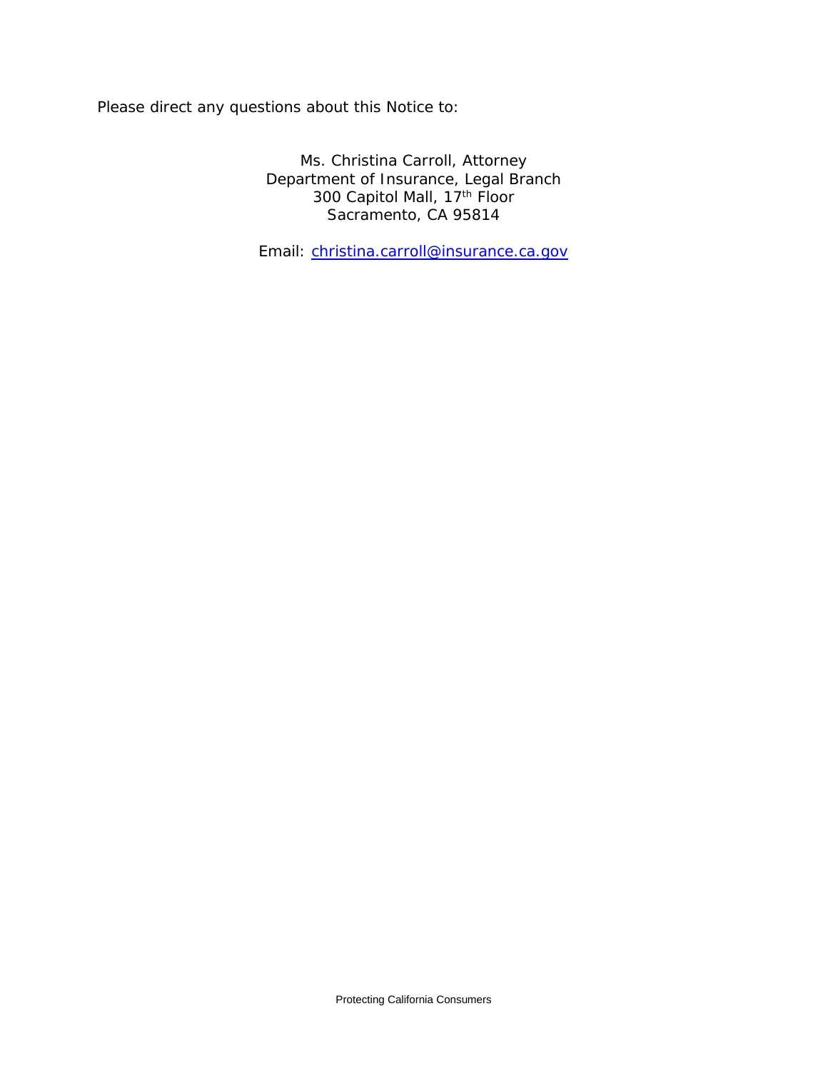Please direct any questions about this Notice to:

Ms. Christina Carroll, Attorney
Department of Insurance, Legal Branch
300 Capitol Mall, 17th Floor
Sacramento, CA 95814

Email: christina.carroll@insurance.ca.gov